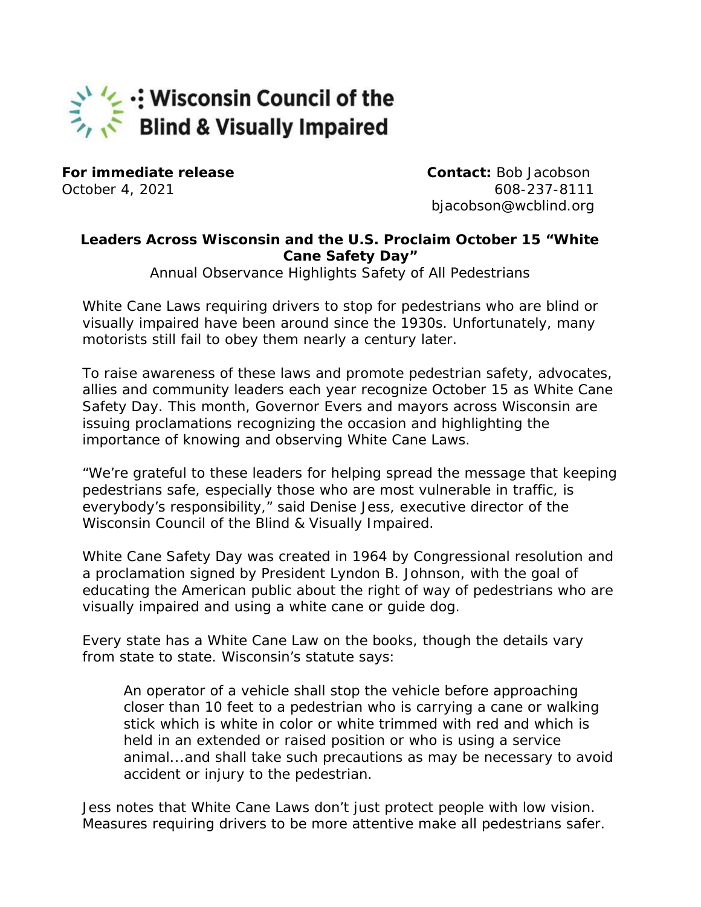Wisconsin Council of the Blind & Visually Impaired

**For immediate release**
October 4, 2021

**Contact:** Bob Jacobson
608-237-8111
bjacobson@wcblind.org

## Leaders Across Wisconsin and the U.S. Proclaim October 15 "White Cane Safety Day"

Annual Observance Highlights Safety of All Pedestrians

White Cane Laws requiring drivers to stop for pedestrians who are blind or visually impaired have been around since the 1930s. Unfortunately, many motorists still fail to obey them nearly a century later.

To raise awareness of these laws and promote pedestrian safety, advocates, allies and community leaders each year recognize October 15 as White Cane Safety Day. This month, Governor Evers and mayors across Wisconsin are issuing proclamations recognizing the occasion and highlighting the importance of knowing and observing White Cane Laws.

"We're grateful to these leaders for helping spread the message that keeping pedestrians safe, especially those who are most vulnerable in traffic, is everybody's responsibility," said Denise Jess, executive director of the Wisconsin Council of the Blind & Visually Impaired.

White Cane Safety Day was created in 1964 by Congressional resolution and a proclamation signed by President Lyndon B. Johnson, with the goal of educating the American public about the right of way of pedestrians who are visually impaired and using a white cane or guide dog.

Every state has a White Cane Law on the books, though the details vary from state to state. Wisconsin's statute says:

> An operator of a vehicle shall stop the vehicle before approaching closer than 10 feet to a pedestrian who is carrying a cane or walking stick which is white in color or white trimmed with red and which is held in an extended or raised position or who is using a service animal...and shall take such precautions as may be necessary to avoid accident or injury to the pedestrian.

Jess notes that White Cane Laws don't just protect people with low vision. Measures requiring drivers to be more attentive make all pedestrians safer.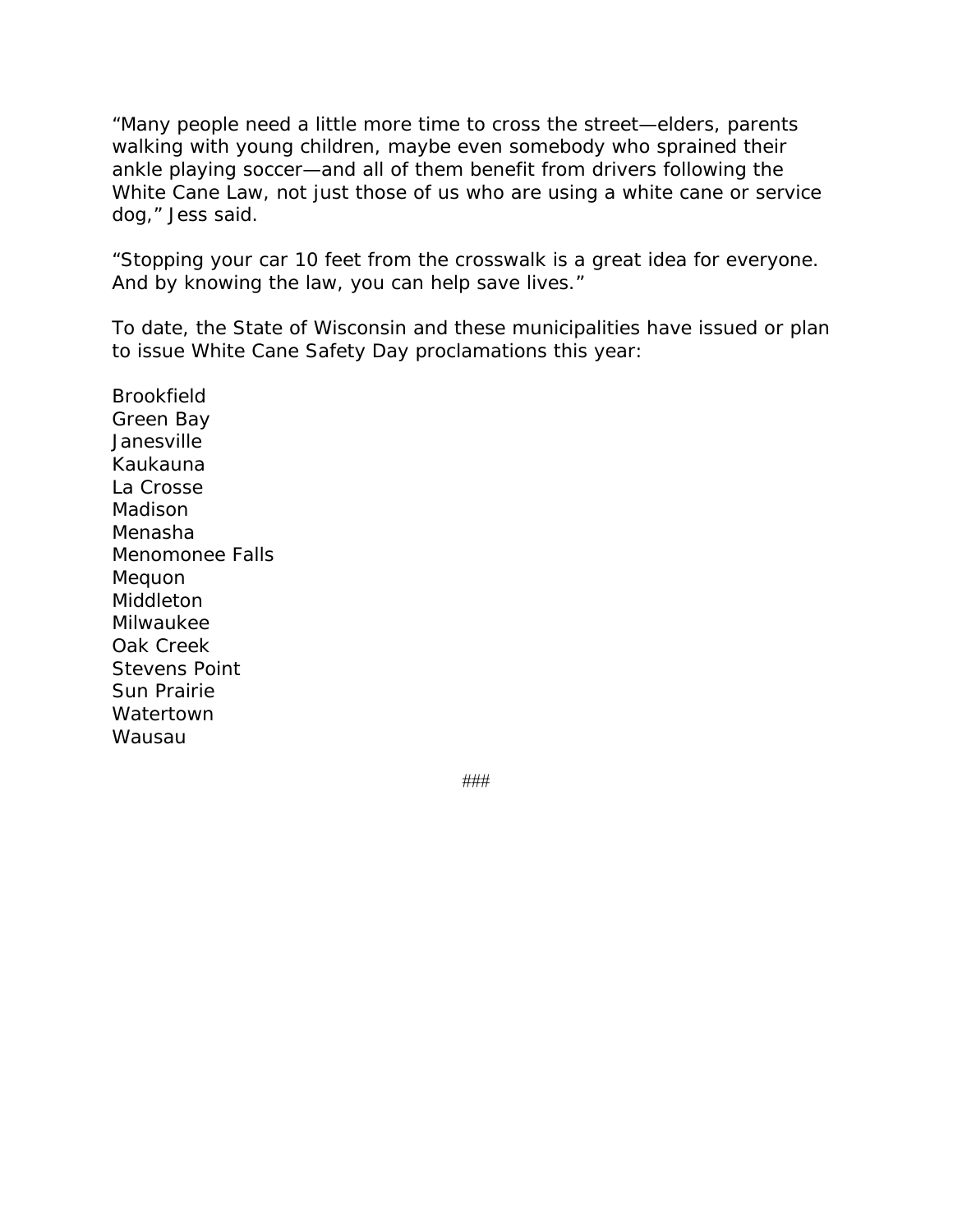"Many people need a little more time to cross the street—elders, parents walking with young children, maybe even somebody who sprained their ankle playing soccer—and all of them benefit from drivers following the White Cane Law, not just those of us who are using a white cane or service dog," Jess said.

"Stopping your car 10 feet from the crosswalk is a great idea for everyone. And by knowing the law, you can help save lives."

To date, the State of Wisconsin and these municipalities have issued or plan to issue White Cane Safety Day proclamations this year:

Brookfield
Green Bay
Janesville
Kaukauna
La Crosse
Madison
Menasha
Menomonee Falls
Mequon
Middleton
Milwaukee
Oak Creek
Stevens Point
Sun Prairie
Watertown
Wausau

###